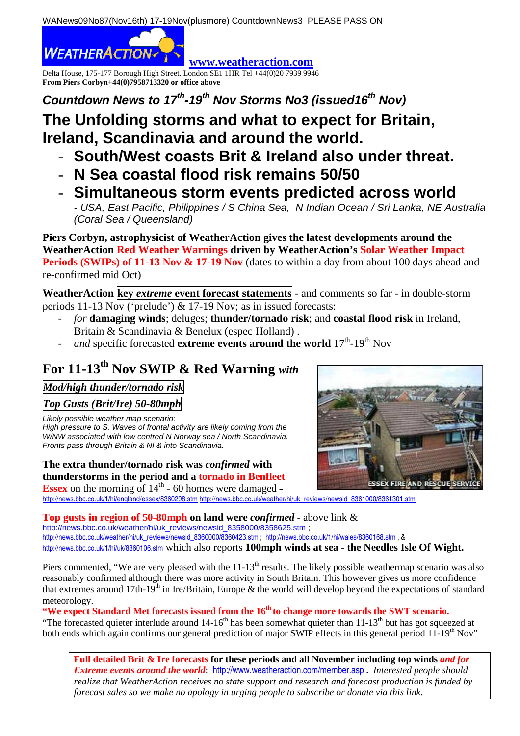WANews09No87(Nov16th) 17-19Nov(plusmore) CountdownNews3 PLEASE PASS ON

WEATHERACTION **www.weatheraction.com**

Delta House, 175-177 Borough High Street. London SE1 1HR Tel +44(0)20 7939 9946
**From Piers Corbyn+44(0)7958713320 or office above**

### *Countdown News to 17th-19th Nov Storms No3 (issued16th Nov)*

# The Unfolding storms and what to expect for Britain, Ireland, Scandinavia and around the world.

- **South/West coasts Brit & Ireland also under threat.**
- **N Sea coastal flood risk remains 50/50**
- **Simultaneous storm events predicted across world**
  *- USA, East Pacific, Philippines / S China Sea, N Indian Ocean / Sri Lanka, NE Australia (Coral Sea / Queensland)*

**Piers Corbyn, astrophysicist of WeatherAction gives the latest developments around the WeatherAction Red Weather Warnings driven by WeatherAction's Solar Weather Impact Periods (SWIPs) of 11-13 Nov & 17-19 Nov** (dates to within a day from about 100 days ahead and re-confirmed mid Oct)

**WeatherAction key *extreme* event forecast statements** - and comments so far - in double-storm periods 11-13 Nov ('prelude') & 17-19 Nov; as in issued forecasts:

- *for* **damaging winds**; deluges; **thunder/tornado risk**; and **coastal flood risk** in Ireland, Britain & Scandinavia & Benelux (espec Holland) .
- *and* specific forecasted **extreme events around the world** 17th-19th Nov

## For 11-13th Nov SWIP & Red Warning *with*

***Mod/high thunder/tornado risk***

***Top Gusts (Brit/Ire) 50-80mph***

*Likely possible weather map scenario:*
*High pressure to S. Waves of frontal activity are likely coming from the W/NW associated with low centred N Norway sea / North Scandinavia. Fronts pass through Britain & NI & into Scandinavia.*

ESSEX FIRE AND RESCUE SERVICE

**The extra thunder/tornado risk was *confirmed* with thunderstorms in the period and a tornado in Benfleet Essex** on the morning of 14th - 60 homes were damaged – http://news.bbc.co.uk/1/hi/england/essex/8360298.stm http://news.bbc.co.uk/weather/hi/uk_reviews/newsid_8361000/8361301.stm

**Top gusts in region of 50-80mph on land were *confirmed*** - above link & http://news.bbc.co.uk/weather/hi/uk_reviews/newsid_8358000/8358625.stm ; http://news.bbc.co.uk/weather/hi/uk_reviews/newsid_8360000/8360423.stm ; http://news.bbc.co.uk/1/hi/wales/8360168.stm , & http://news.bbc.co.uk/1/hi/uk/8360106.stm which also reports **100mph winds at sea - the Needles Isle Of Wight.**

Piers commented, "We are very pleased with the 11-13th results. The likely possible weathermap scenario was also reasonably confirmed although there was more activity in South Britain. This however gives us more confidence that extremes around 17th-19th in Ire/Britain, Europe & the world will develop beyond the expectations of standard meteorology.

**"We expect Standard Met forecasts issued from the 16th to change more towards the SWT scenario.**

"The forecasted quieter interlude around 14-16th has been somewhat quieter than 11-13th but has got squeezed at both ends which again confirms our general prediction of major SWIP effects in this general period 11-19th Nov"

> **Full detailed Brit & Ire forecasts for these periods and all November including top winds *and for Extreme events around the world***: http://www.weatheraction.com/member.asp . *Interested people should realize that WeatherAction receives no state support and research and forecast production is funded by forecast sales so we make no apology in urging people to subscribe or donate via this link.*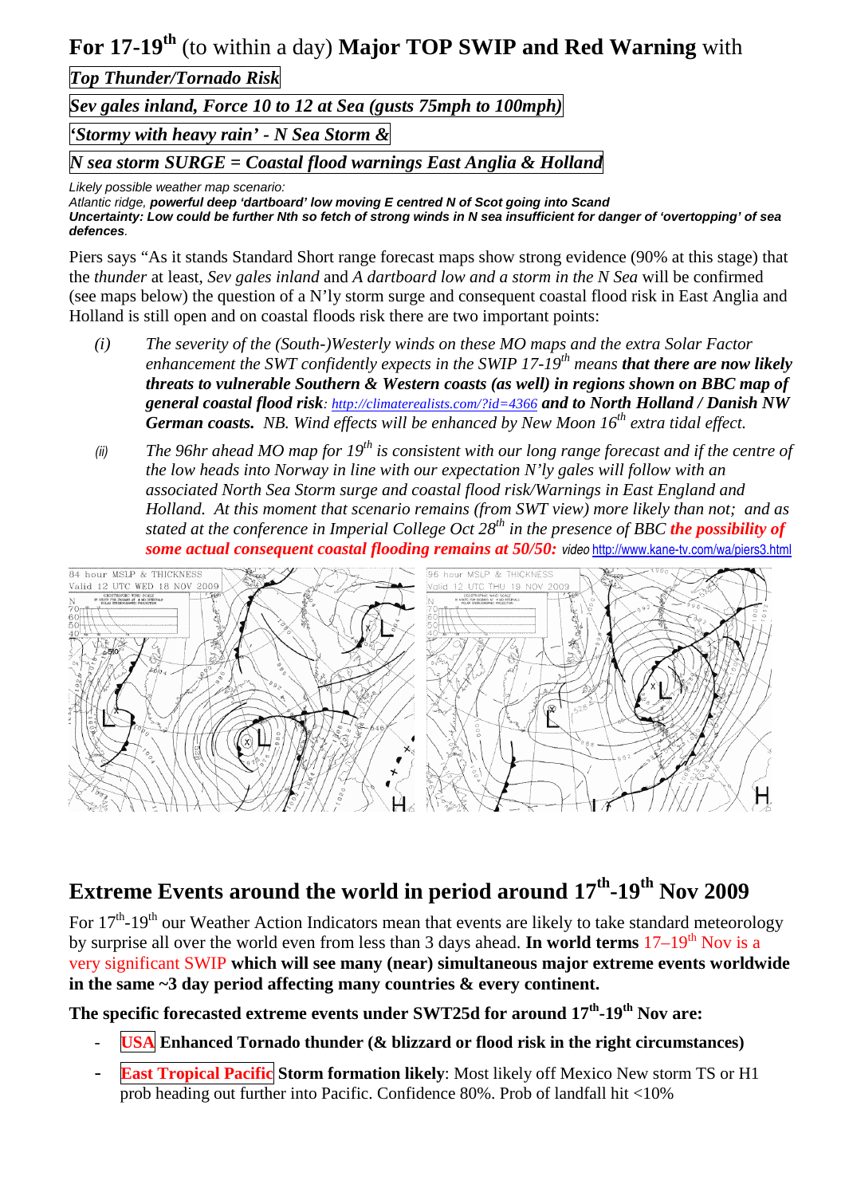# For 17-19th (to within a day) Major TOP SWIP and Red Warning with

*Top Thunder/Tornado Risk*

*Sev gales inland, Force 10 to 12 at Sea (gusts 75mph to 100mph)*

*'Stormy with heavy rain' - N Sea Storm &*

*N sea storm SURGE = Coastal flood warnings East Anglia & Holland*

*Likely possible weather map scenario:*
*Atlantic ridge, **powerful deep 'dartboard' low moving E centred N of Scot going into Scand***
***Uncertainty: Low could be further Nth so fetch of strong winds in N sea insufficient for danger of 'overtopping' of sea defences**.*

Piers says "As it stands Standard Short range forecast maps show strong evidence (90% at this stage) that the *thunder* at least, *Sev gales inland* and *A dartboard low and a storm in the N Sea* will be confirmed (see maps below) the question of a N'ly storm surge and consequent coastal flood risk in East Anglia and Holland is still open and on coastal floods risk there are two important points:

(i) *The severity of the (South-)Westerly winds on these MO maps and the extra Solar Factor enhancement the SWT confidently expects in the SWIP 17-19th means **that there are now likely threats to vulnerable Southern & Western coasts (as well) in regions shown on BBC map of general coastal flood risk**: http://climaterealists.com/?id=4366 **and to North Holland / Danish NW German coasts.** NB. Wind effects will be enhanced by New Moon 16th extra tidal effect.*

(ii) *The 96hr ahead MO map for 19th is consistent with our long range forecast and if the centre of the low heads into Norway in line with our expectation N'ly gales will follow with an associated North Sea Storm surge and coastal flood risk/Warnings in East England and Holland. At this moment that scenario remains (from SWT view) more likely than not; and as stated at the conference in Imperial College Oct 28th in the presence of BBC **the possibility of some actual consequent coastal flooding remains at 50/50:** video* http://www.kane-tv.com/wa/piers3.html

84 hour MSLP & THICKNESS Valid 12 UTC WED 18 NOV 2009

96 hour MSLP & THICKNESS Valid 12 UTC THU 19 NOV 2009

## Extreme Events around the world in period around 17th-19th Nov 2009

For 17th-19th our Weather Action Indicators mean that events are likely to take standard meteorology by surprise all over the world even from less than 3 days ahead. **In world terms** 17–19th Nov is a very significant SWIP **which will see many (near) simultaneous major extreme events worldwide in the same ~3 day period affecting many countries & every continent.**

**The specific forecasted extreme events under SWT25d for around 17th-19th Nov are:**

- **USA Enhanced Tornado thunder (& blizzard or flood risk in the right circumstances)**
- **East Tropical Pacific Storm formation likely**: Most likely off Mexico New storm TS or H1 prob heading out further into Pacific. Confidence 80%. Prob of landfall hit <10%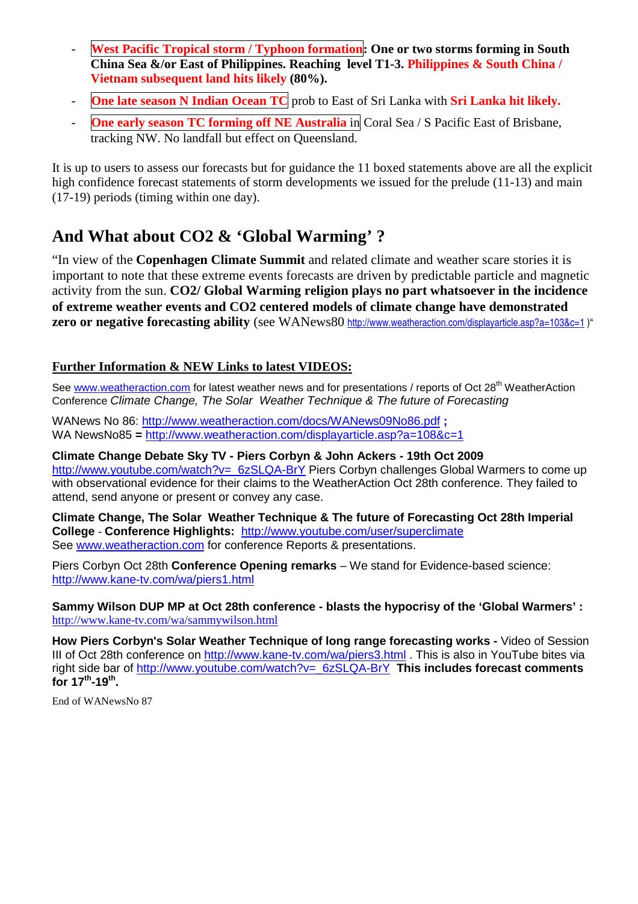- **West Pacific Tropical storm / Typhoon formation: One or two storms forming in South China Sea &/or East of Philippines. Reaching level T1-3. Philippines & South China / Vietnam subsequent land hits likely (80%).**
- **One late season N Indian Ocean TC** prob to East of Sri Lanka with **Sri Lanka hit likely.**
- **One early season TC forming off NE Australia** in Coral Sea / S Pacific East of Brisbane, tracking NW. No landfall but effect on Queensland.

It is up to users to assess our forecasts but for guidance the 11 boxed statements above are all the explicit high confidence forecast statements of storm developments we issued for the prelude (11-13) and main (17-19) periods (timing within one day).

## And What about CO2 & 'Global Warming' ?

"In view of the **Copenhagen Climate Summit** and related climate and weather scare stories it is important to note that these extreme events forecasts are driven by predictable particle and magnetic activity from the sun. **CO2/ Global Warming religion plays no part whatsoever in the incidence of extreme weather events and CO2 centered models of climate change have demonstrated zero or negative forecasting ability** (see WANews80 http://www.weatheraction.com/displayarticle.asp?a=103&c=1 )"

**Further Information & NEW Links to latest VIDEOS:**

See www.weatheraction.com for latest weather news and for presentations / reports of Oct 28th WeatherAction Conference *Climate Change, The Solar Weather Technique & The future of Forecasting*

WANews No 86: http://www.weatheraction.com/docs/WANews09No86.pdf **;**
WA NewsNo85 **=** http://www.weatheraction.com/displayarticle.asp?a=108&c=1

**Climate Change Debate Sky TV - Piers Corbyn & John Ackers - 19th Oct 2009**
http://www.youtube.com/watch?v=_6zSLQA-BrY Piers Corbyn challenges Global Warmers to come up with observational evidence for their claims to the WeatherAction Oct 28th conference. They failed to attend, send anyone or present or convey any case.

**Climate Change, The Solar Weather Technique & The future of Forecasting Oct 28th Imperial College - Conference Highlights:** http://www.youtube.com/user/superclimate
See www.weatheraction.com for conference Reports & presentations.

Piers Corbyn Oct 28th **Conference Opening remarks** – We stand for Evidence-based science:
http://www.kane-tv.com/wa/piers1.html

**Sammy Wilson DUP MP at Oct 28th conference - blasts the hypocrisy of the 'Global Warmers' :**
http://www.kane-tv.com/wa/sammywilson.html

**How Piers Corbyn's Solar Weather Technique of long range forecasting works -** Video of Session III of Oct 28th conference on http://www.kane-tv.com/wa/piers3.html . This is also in YouTube bites via right side bar of http://www.youtube.com/watch?v=_6zSLQA-BrY **This includes forecast comments for 17th-19th.**

End of WANewsNo 87